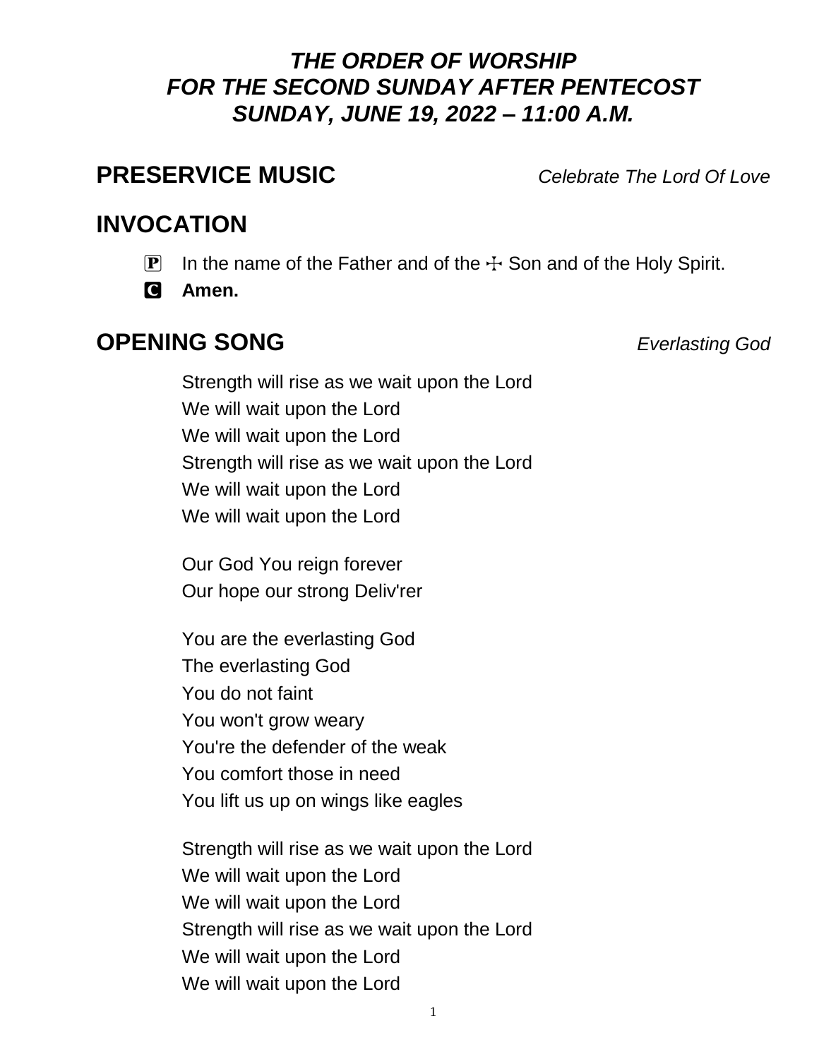# *THE ORDER OF WORSHIP*
# *FOR THE SECOND SUNDAY AFTER PENTECOST*
# *SUNDAY, JUNE 19, 2022 – 11:00 A.M.*

## PRESERVICE MUSIC *Celebrate The Lord Of Love*

## INVOCATION

P In the name of the Father and of the ☩ Son and of the Holy Spirit.

C **Amen.**

## OPENING SONG *Everlasting God*

Strength will rise as we wait upon the Lord
We will wait upon the Lord
We will wait upon the Lord
Strength will rise as we wait upon the Lord
We will wait upon the Lord
We will wait upon the Lord

Our God You reign forever
Our hope our strong Deliv'rer

You are the everlasting God
The everlasting God
You do not faint
You won't grow weary
You're the defender of the weak
You comfort those in need
You lift us up on wings like eagles

Strength will rise as we wait upon the Lord
We will wait upon the Lord
We will wait upon the Lord
Strength will rise as we wait upon the Lord
We will wait upon the Lord
We will wait upon the Lord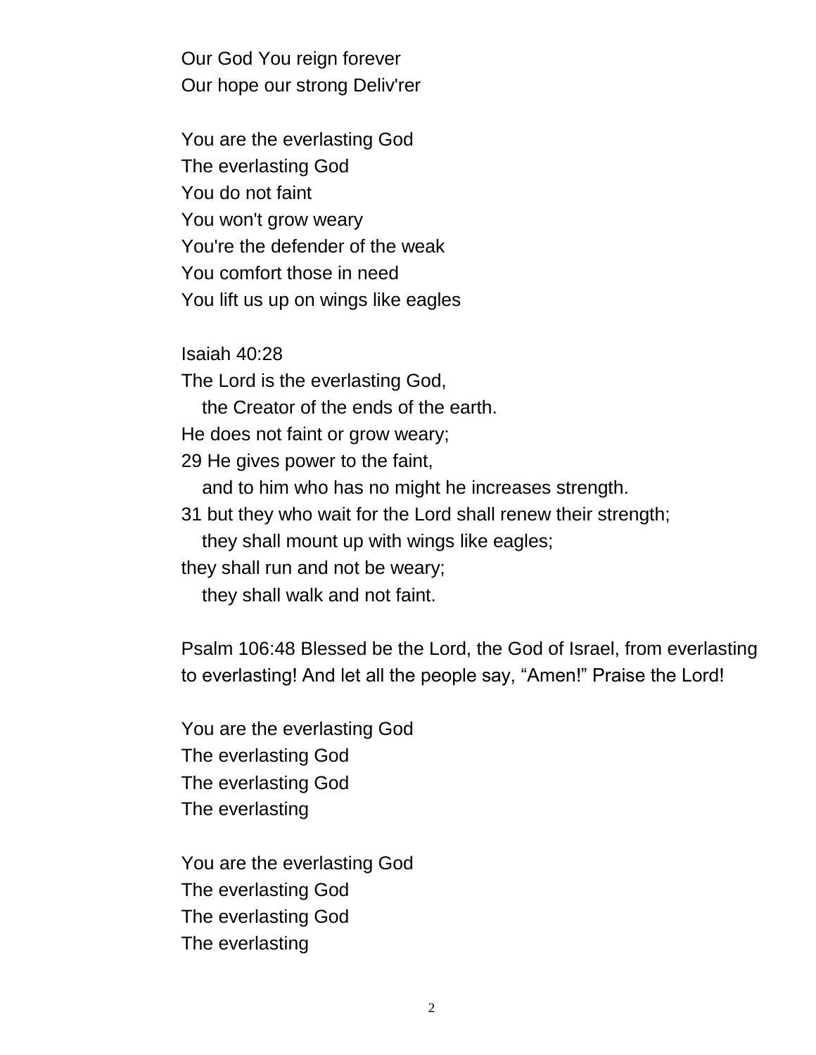Our God You reign forever
Our hope our strong Deliv'rer

You are the everlasting God
The everlasting God
You do not faint
You won't grow weary
You're the defender of the weak
You comfort those in need
You lift us up on wings like eagles

Isaiah 40:28
The Lord is the everlasting God,
  the Creator of the ends of the earth.
He does not faint or grow weary;
29 He gives power to the faint,
  and to him who has no might he increases strength.
31 but they who wait for the Lord shall renew their strength;
  they shall mount up with wings like eagles;
they shall run and not be weary;
  they shall walk and not faint.

Psalm 106:48 Blessed be the Lord, the God of Israel, from everlasting to everlasting! And let all the people say, "Amen!" Praise the Lord!

You are the everlasting God
The everlasting God
The everlasting God
The everlasting

You are the everlasting God
The everlasting God
The everlasting God
The everlasting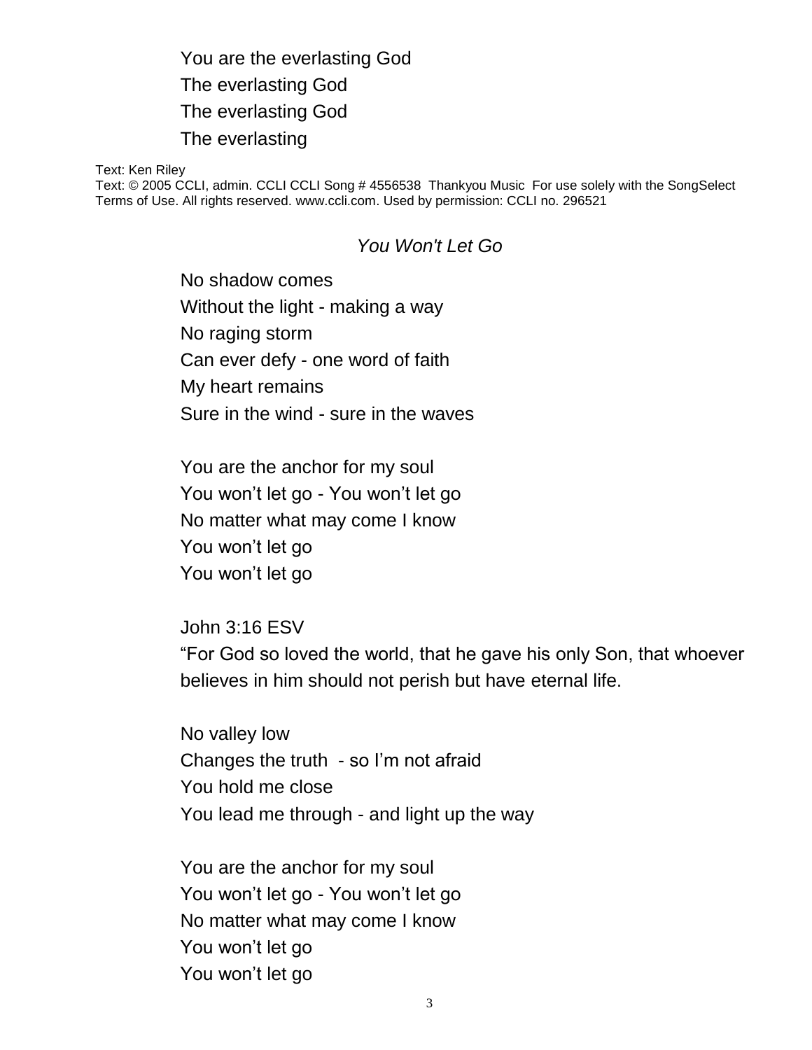You are the everlasting God
The everlasting God
The everlasting God
The everlasting

Text: Ken Riley
Text: © 2005 CCLI, admin. CCLI CCLI Song # 4556538 Thankyou Music For use solely with the SongSelect Terms of Use. All rights reserved. www.ccli.com. Used by permission: CCLI no. 296521

### *You Won't Let Go*

No shadow comes
Without the light - making a way
No raging storm
Can ever defy - one word of faith
My heart remains
Sure in the wind - sure in the waves

You are the anchor for my soul
You won't let go - You won't let go
No matter what may come I know
You won't let go
You won't let go

John 3:16 ESV
"For God so loved the world, that he gave his only Son, that whoever believes in him should not perish but have eternal life.

No valley low
Changes the truth - so I'm not afraid
You hold me close
You lead me through - and light up the way

You are the anchor for my soul
You won't let go - You won't let go
No matter what may come I know
You won't let go
You won't let go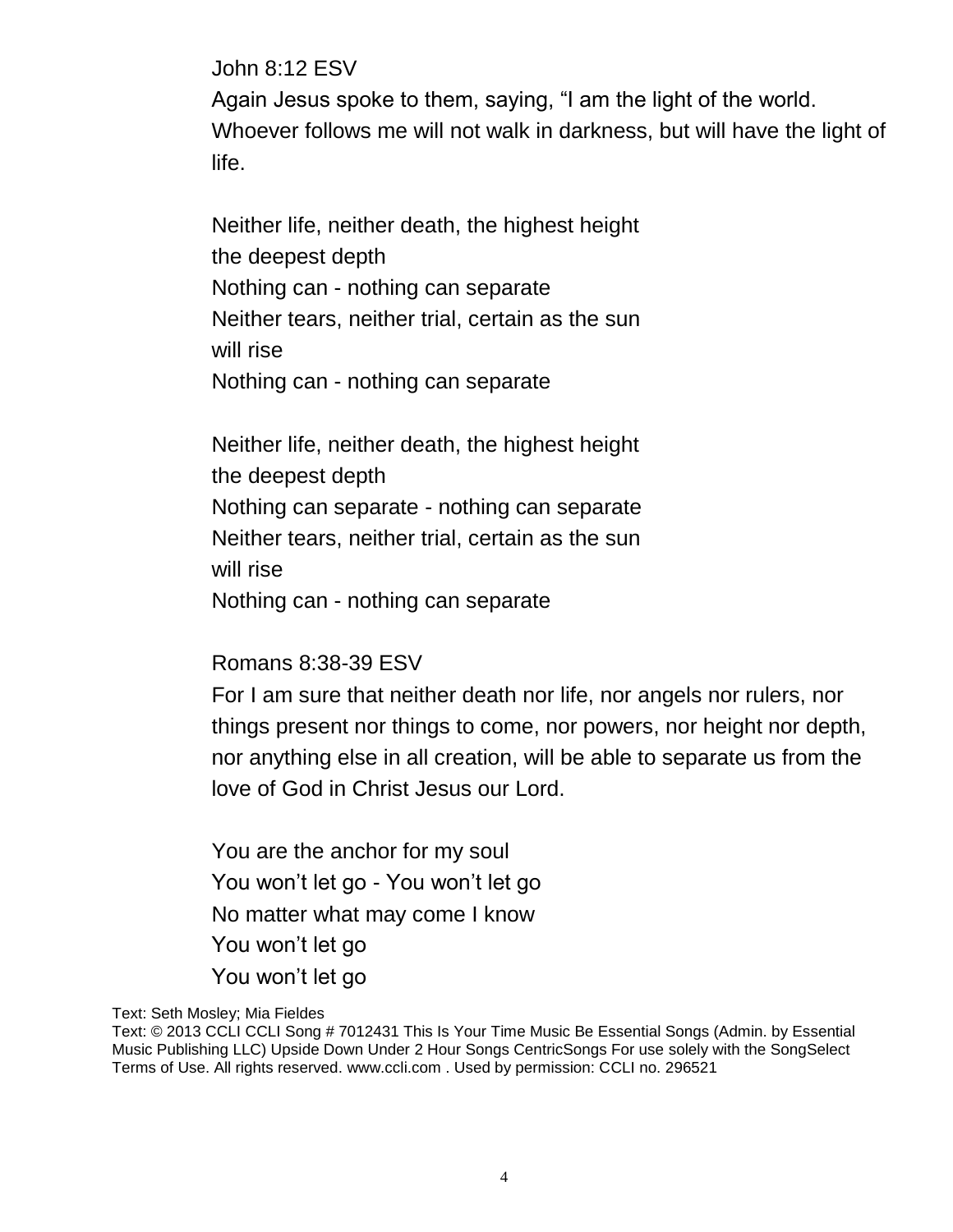John 8:12 ESV

Again Jesus spoke to them, saying, "I am the light of the world. Whoever follows me will not walk in darkness, but will have the light of life.

Neither life, neither death, the highest height
the deepest depth
Nothing can - nothing can separate
Neither tears, neither trial, certain as the sun
will rise
Nothing can - nothing can separate

Neither life, neither death, the highest height
the deepest depth
Nothing can separate - nothing can separate
Neither tears, neither trial, certain as the sun
will rise
Nothing can - nothing can separate

Romans 8:38-39 ESV

For I am sure that neither death nor life, nor angels nor rulers, nor things present nor things to come, nor powers, nor height nor depth, nor anything else in all creation, will be able to separate us from the love of God in Christ Jesus our Lord.

You are the anchor for my soul
You won't let go - You won't let go
No matter what may come I know
You won't let go
You won't let go

Text: Seth Mosley; Mia Fieldes
Text: © 2013 CCLI CCLI Song # 7012431 This Is Your Time Music Be Essential Songs (Admin. by Essential Music Publishing LLC) Upside Down Under 2 Hour Songs CentricSongs For use solely with the SongSelect Terms of Use. All rights reserved. www.ccli.com . Used by permission: CCLI no. 296521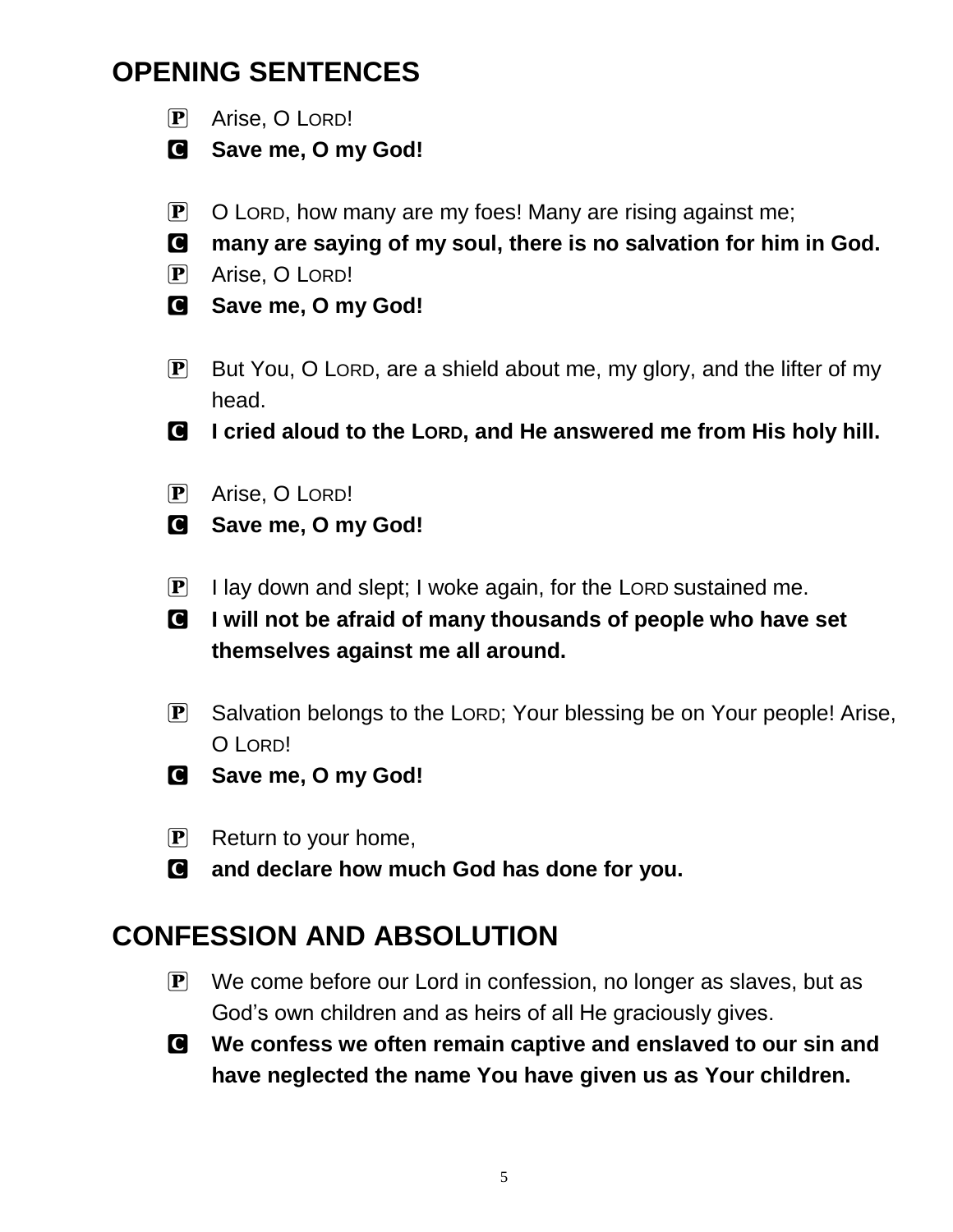## OPENING SENTENCES

P Arise, O LORD!

C **Save me, O my God!**

P O LORD, how many are my foes! Many are rising against me;

C **many are saying of my soul, there is no salvation for him in God.**

P Arise, O LORD!

C **Save me, O my God!**

P But You, O LORD, are a shield about me, my glory, and the lifter of my head.

C **I cried aloud to the LORD, and He answered me from His holy hill.**

P Arise, O LORD!

C **Save me, O my God!**

P I lay down and slept; I woke again, for the LORD sustained me.

C **I will not be afraid of many thousands of people who have set themselves against me all around.**

P Salvation belongs to the LORD; Your blessing be on Your people! Arise, O LORD!

C **Save me, O my God!**

P Return to your home,

C **and declare how much God has done for you.**

## CONFESSION AND ABSOLUTION

P We come before our Lord in confession, no longer as slaves, but as God's own children and as heirs of all He graciously gives.

C **We confess we often remain captive and enslaved to our sin and have neglected the name You have given us as Your children.**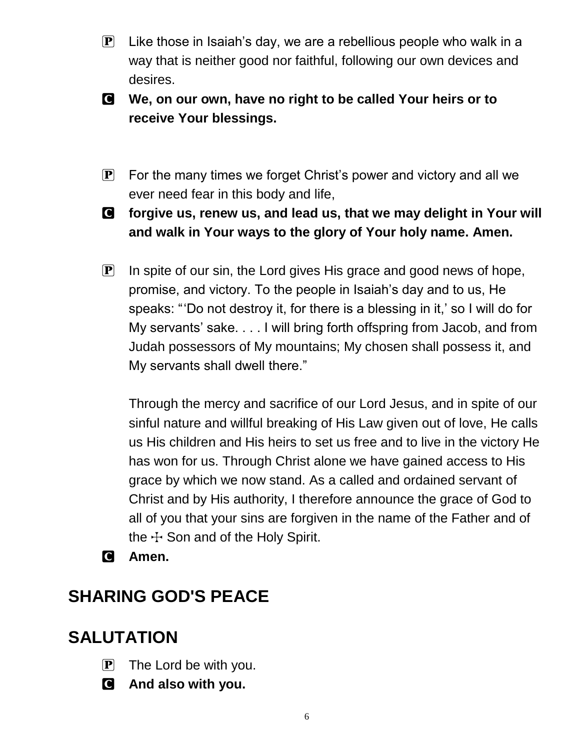P Like those in Isaiah's day, we are a rebellious people who walk in a way that is neither good nor faithful, following our own devices and desires.

C **We, on our own, have no right to be called Your heirs or to receive Your blessings.**

P For the many times we forget Christ's power and victory and all we ever need fear in this body and life,

C **forgive us, renew us, and lead us, that we may delight in Your will and walk in Your ways to the glory of Your holy name. Amen.**

P In spite of our sin, the Lord gives His grace and good news of hope, promise, and victory. To the people in Isaiah's day and to us, He speaks: "'Do not destroy it, for there is a blessing in it,' so I will do for My servants' sake. . . . I will bring forth offspring from Jacob, and from Judah possessors of My mountains; My chosen shall possess it, and My servants shall dwell there."

Through the mercy and sacrifice of our Lord Jesus, and in spite of our sinful nature and willful breaking of His Law given out of love, He calls us His children and His heirs to set us free and to live in the victory He has won for us. Through Christ alone we have gained access to His grace by which we now stand. As a called and ordained servant of Christ and by His authority, I therefore announce the grace of God to all of you that your sins are forgiven in the name of the Father and of the ☩ Son and of the Holy Spirit.

C **Amen.**

## SHARING GOD'S PEACE

## SALUTATION

P The Lord be with you.

C **And also with you.**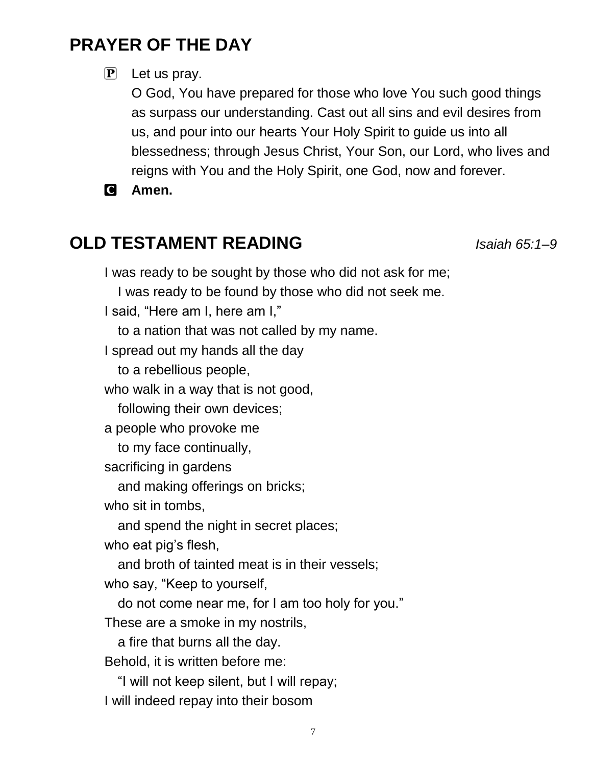## PRAYER OF THE DAY

P Let us pray.

O God, You have prepared for those who love You such good things as surpass our understanding. Cast out all sins and evil desires from us, and pour into our hearts Your Holy Spirit to guide us into all blessedness; through Jesus Christ, Your Son, our Lord, who lives and reigns with You and the Holy Spirit, one God, now and forever.

C **Amen.**

## OLD TESTAMENT READING *Isaiah 65:1–9*

I was ready to be sought by those who did not ask for me;
  I was ready to be found by those who did not seek me.
I said, "Here am I, here am I,"
  to a nation that was not called by my name.
I spread out my hands all the day
  to a rebellious people,
who walk in a way that is not good,
  following their own devices;
a people who provoke me
  to my face continually,
sacrificing in gardens
  and making offerings on bricks;
who sit in tombs,
  and spend the night in secret places;
who eat pig's flesh,
  and broth of tainted meat is in their vessels;
who say, "Keep to yourself,
  do not come near me, for I am too holy for you."
These are a smoke in my nostrils,
  a fire that burns all the day.
Behold, it is written before me:
  "I will not keep silent, but I will repay;
I will indeed repay into their bosom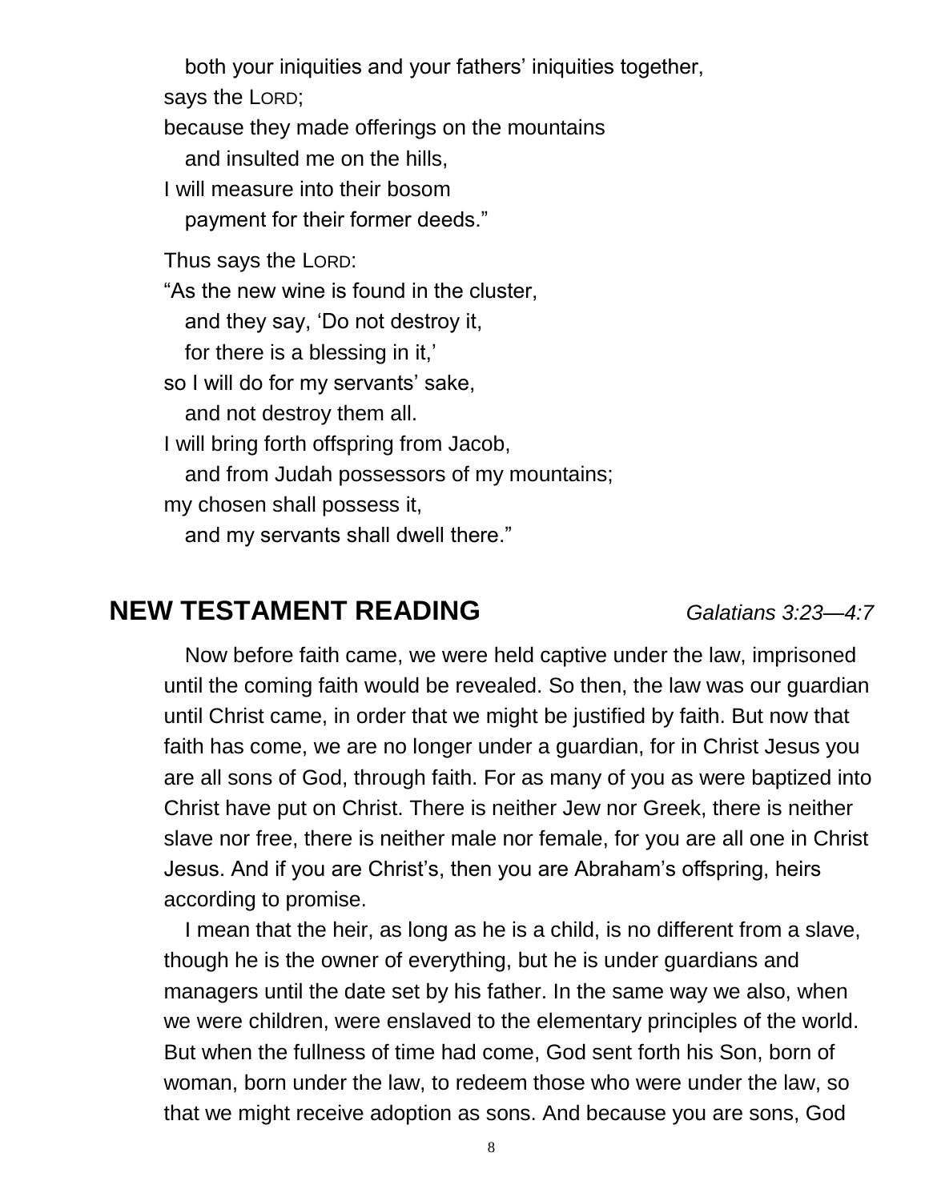both your iniquities and your fathers' iniquities together,  
says the LORD;  
because they made offerings on the mountains  
and insulted me on the hills,  
I will measure into their bosom  
payment for their former deeds."

Thus says the LORD:  
"As the new wine is found in the cluster,  
and they say, 'Do not destroy it,  
for there is a blessing in it,'  
so I will do for my servants' sake,  
and not destroy them all.  
I will bring forth offspring from Jacob,  
and from Judah possessors of my mountains;  
my chosen shall possess it,  
and my servants shall dwell there."

## NEW TESTAMENT READING *Galatians 3:23—4:7*

Now before faith came, we were held captive under the law, imprisoned until the coming faith would be revealed. So then, the law was our guardian until Christ came, in order that we might be justified by faith. But now that faith has come, we are no longer under a guardian, for in Christ Jesus you are all sons of God, through faith. For as many of you as were baptized into Christ have put on Christ. There is neither Jew nor Greek, there is neither slave nor free, there is neither male nor female, for you are all one in Christ Jesus. And if you are Christ's, then you are Abraham's offspring, heirs according to promise.

I mean that the heir, as long as he is a child, is no different from a slave, though he is the owner of everything, but he is under guardians and managers until the date set by his father. In the same way we also, when we were children, were enslaved to the elementary principles of the world. But when the fullness of time had come, God sent forth his Son, born of woman, born under the law, to redeem those who were under the law, so that we might receive adoption as sons. And because you are sons, God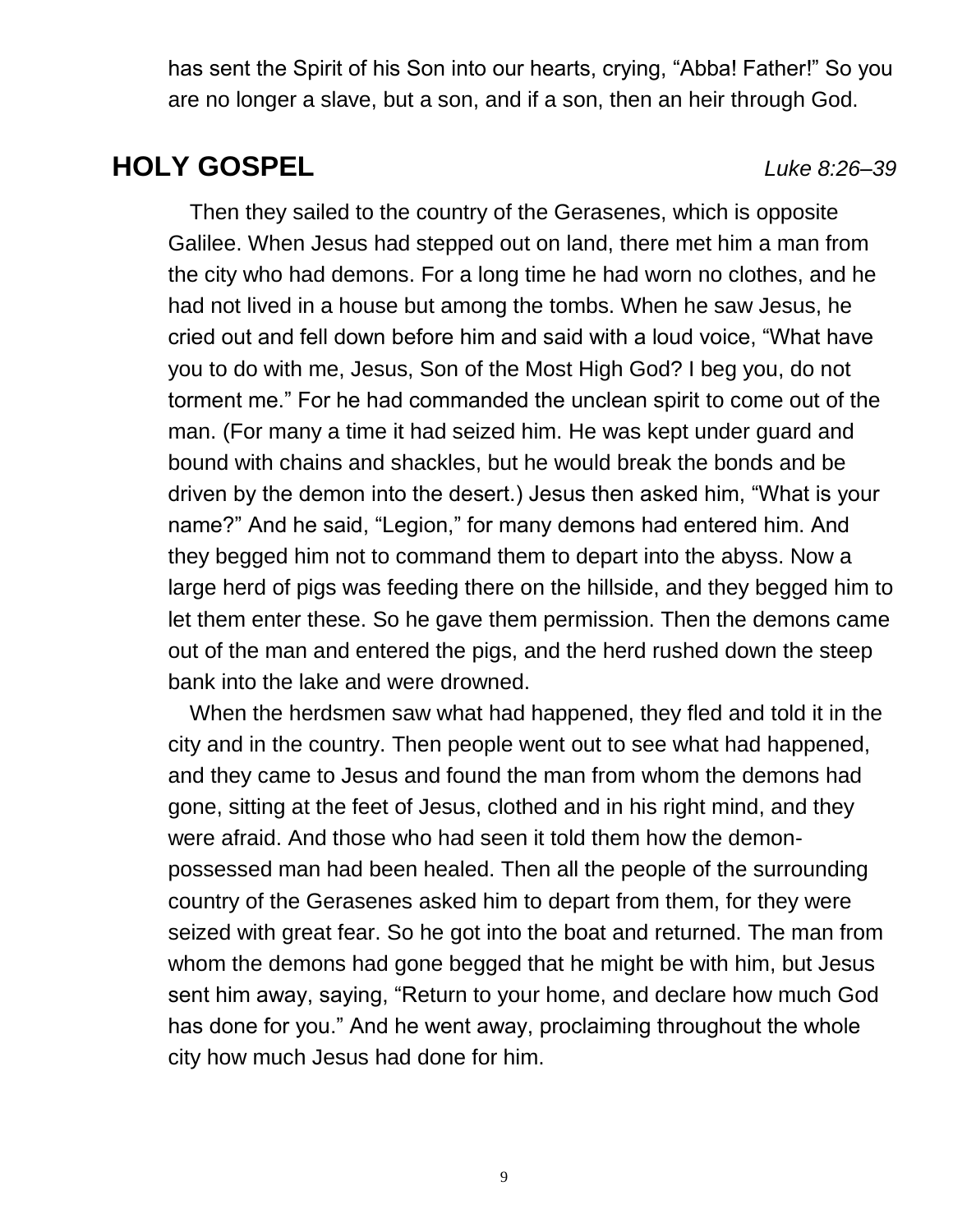has sent the Spirit of his Son into our hearts, crying, "Abba! Father!" So you are no longer a slave, but a son, and if a son, then an heir through God.

## HOLY GOSPEL *Luke 8:26–39*

Then they sailed to the country of the Gerasenes, which is opposite Galilee. When Jesus had stepped out on land, there met him a man from the city who had demons. For a long time he had worn no clothes, and he had not lived in a house but among the tombs. When he saw Jesus, he cried out and fell down before him and said with a loud voice, "What have you to do with me, Jesus, Son of the Most High God? I beg you, do not torment me." For he had commanded the unclean spirit to come out of the man. (For many a time it had seized him. He was kept under guard and bound with chains and shackles, but he would break the bonds and be driven by the demon into the desert.) Jesus then asked him, "What is your name?" And he said, "Legion," for many demons had entered him. And they begged him not to command them to depart into the abyss. Now a large herd of pigs was feeding there on the hillside, and they begged him to let them enter these. So he gave them permission. Then the demons came out of the man and entered the pigs, and the herd rushed down the steep bank into the lake and were drowned.

When the herdsmen saw what had happened, they fled and told it in the city and in the country. Then people went out to see what had happened, and they came to Jesus and found the man from whom the demons had gone, sitting at the feet of Jesus, clothed and in his right mind, and they were afraid. And those who had seen it told them how the demon-possessed man had been healed. Then all the people of the surrounding country of the Gerasenes asked him to depart from them, for they were seized with great fear. So he got into the boat and returned. The man from whom the demons had gone begged that he might be with him, but Jesus sent him away, saying, "Return to your home, and declare how much God has done for you." And he went away, proclaiming throughout the whole city how much Jesus had done for him.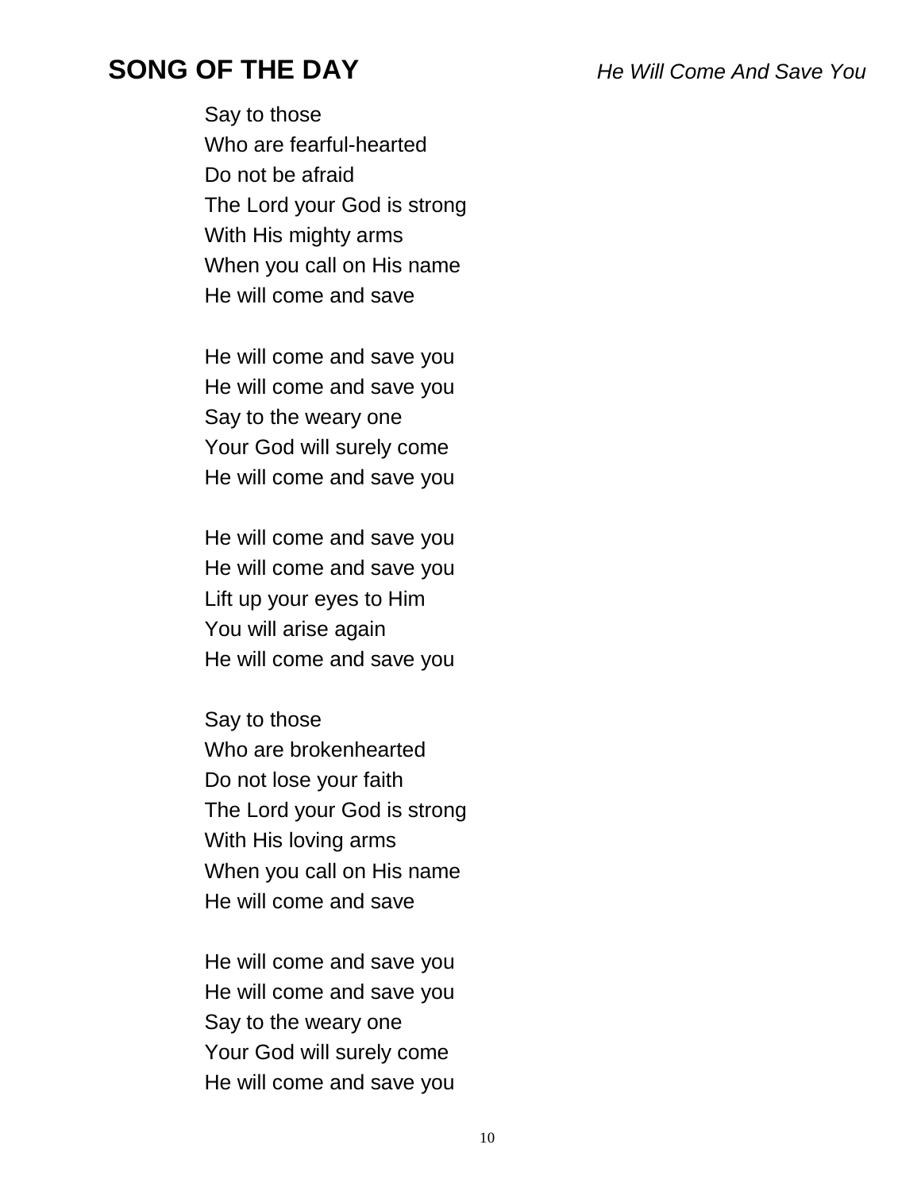## SONG OF THE DAY *He Will Come And Save You*

Say to those
Who are fearful-hearted
Do not be afraid
The Lord your God is strong
With His mighty arms
When you call on His name
He will come and save

He will come and save you
He will come and save you
Say to the weary one
Your God will surely come
He will come and save you

He will come and save you
He will come and save you
Lift up your eyes to Him
You will arise again
He will come and save you

Say to those
Who are brokenhearted
Do not lose your faith
The Lord your God is strong
With His loving arms
When you call on His name
He will come and save

He will come and save you
He will come and save you
Say to the weary one
Your God will surely come
He will come and save you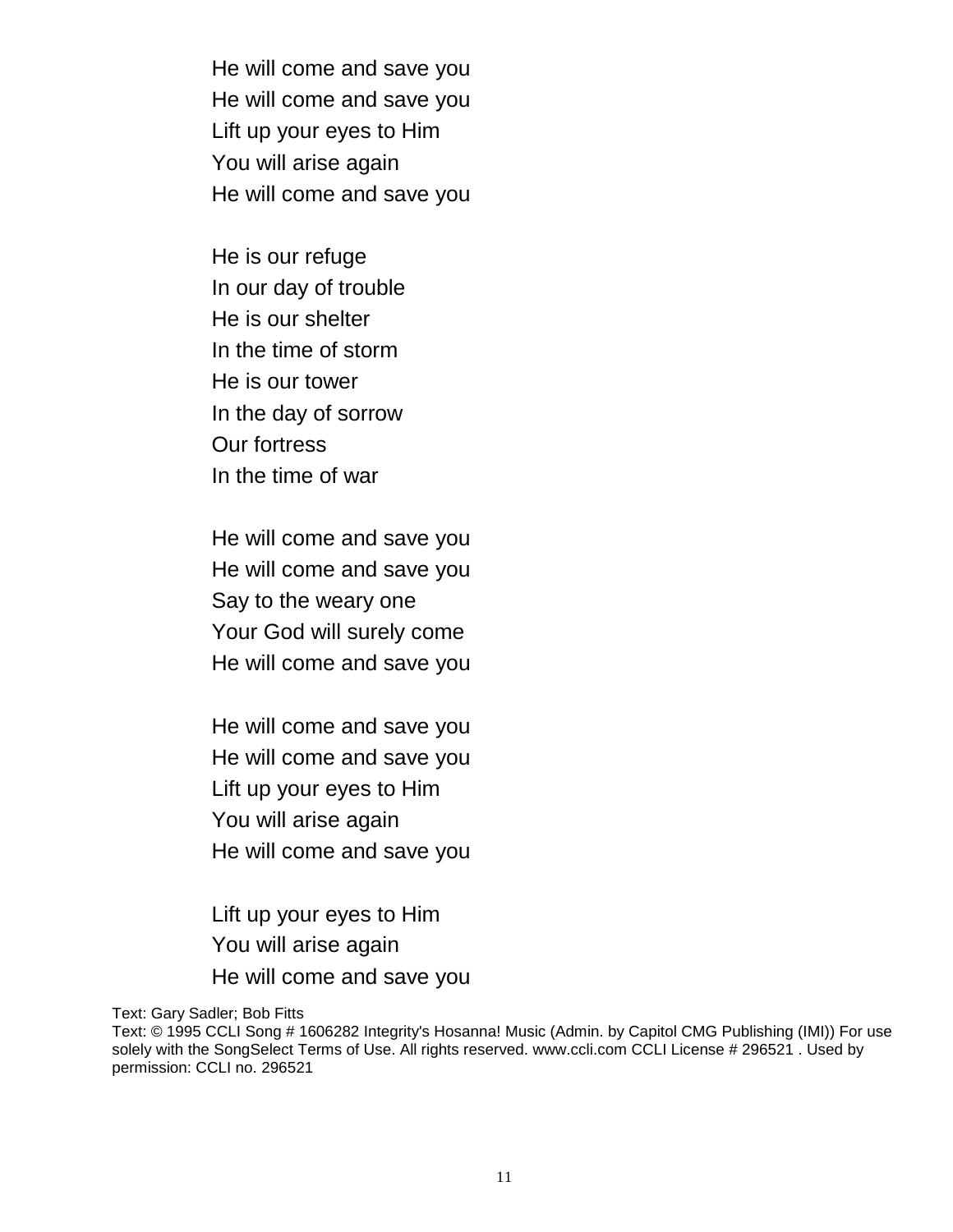He will come and save you
He will come and save you
Lift up your eyes to Him
You will arise again
He will come and save you

He is our refuge
In our day of trouble
He is our shelter
In the time of storm
He is our tower
In the day of sorrow
Our fortress
In the time of war

He will come and save you
He will come and save you
Say to the weary one
Your God will surely come
He will come and save you

He will come and save you
He will come and save you
Lift up your eyes to Him
You will arise again
He will come and save you

Lift up your eyes to Him
You will arise again
He will come and save you

Text: Gary Sadler; Bob Fitts
Text: © 1995 CCLI Song # 1606282 Integrity's Hosanna! Music (Admin. by Capitol CMG Publishing (IMI)) For use solely with the SongSelect Terms of Use. All rights reserved. www.ccli.com CCLI License # 296521 . Used by permission: CCLI no. 296521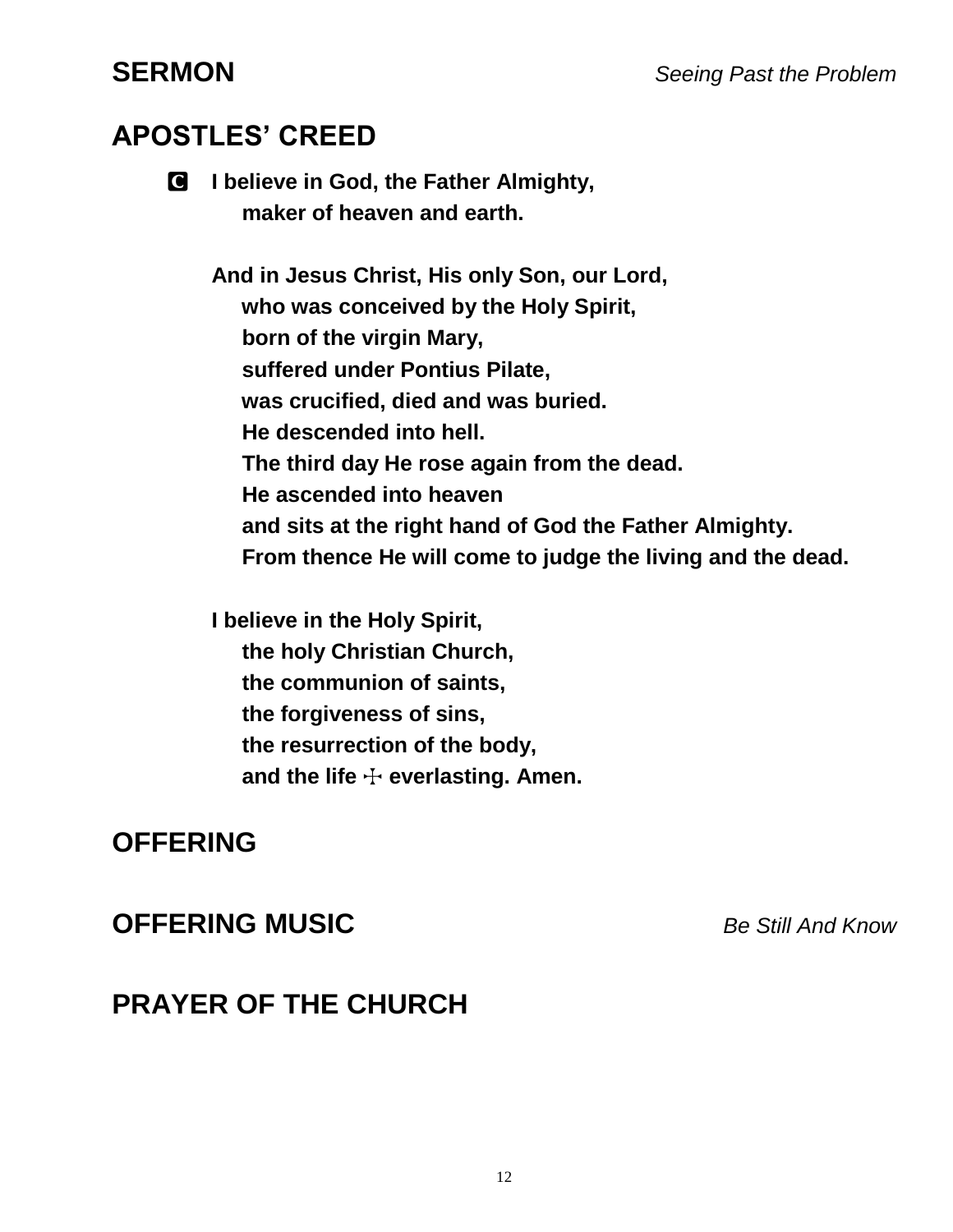## SERMON *Seeing Past the Problem*

## APOSTLES' CREED

**C** **I believe in God, the Father Almighty,**
**maker of heaven and earth.**

**And in Jesus Christ, His only Son, our Lord,**
**who was conceived by the Holy Spirit,**
**born of the virgin Mary,**
**suffered under Pontius Pilate,**
**was crucified, died and was buried.**
**He descended into hell.**
**The third day He rose again from the dead.**
**He ascended into heaven**
**and sits at the right hand of God the Father Almighty.**
**From thence He will come to judge the living and the dead.**

**I believe in the Holy Spirit,**
**the holy Christian Church,**
**the communion of saints,**
**the forgiveness of sins,**
**the resurrection of the body,**
**and the life ☩ everlasting. Amen.**

## OFFERING

## OFFERING MUSIC *Be Still And Know*

## PRAYER OF THE CHURCH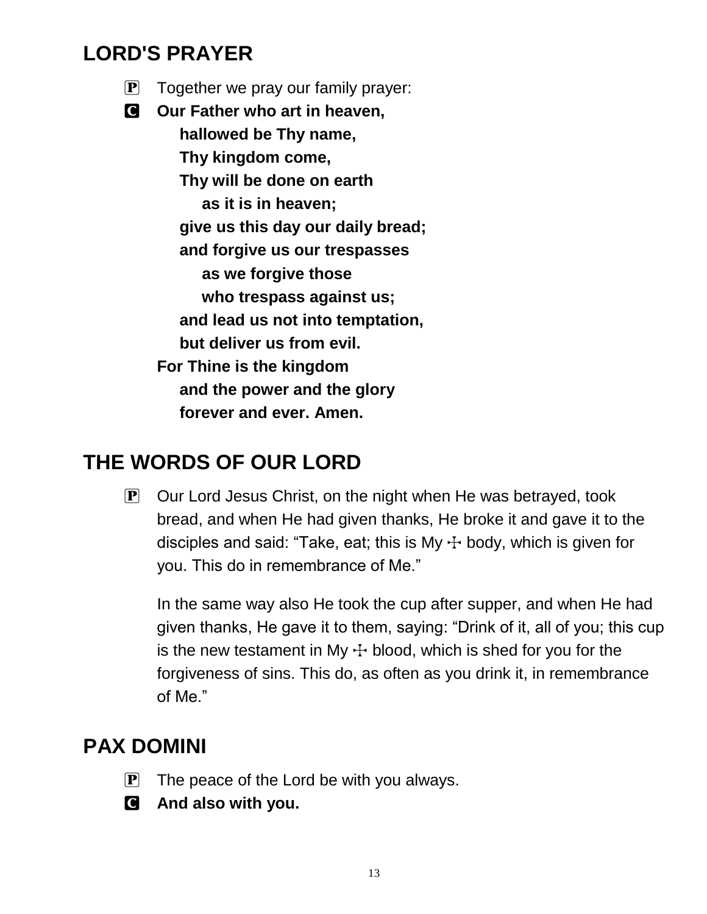## LORD'S PRAYER

P Together we pray our family prayer:

C **Our Father who art in heaven,**
**hallowed be Thy name,**
**Thy kingdom come,**
**Thy will be done on earth**
**as it is in heaven;**
**give us this day our daily bread;**
**and forgive us our trespasses**
**as we forgive those**
**who trespass against us;**
**and lead us not into temptation,**
**but deliver us from evil.**
**For Thine is the kingdom**
**and the power and the glory**
**forever and ever. Amen.**

## THE WORDS OF OUR LORD

P Our Lord Jesus Christ, on the night when He was betrayed, took bread, and when He had given thanks, He broke it and gave it to the disciples and said: "Take, eat; this is My ☩ body, which is given for you. This do in remembrance of Me."

In the same way also He took the cup after supper, and when He had given thanks, He gave it to them, saying: "Drink of it, all of you; this cup is the new testament in My ☩ blood, which is shed for you for the forgiveness of sins. This do, as often as you drink it, in remembrance of Me."

## PAX DOMINI

P The peace of the Lord be with you always.

C **And also with you.**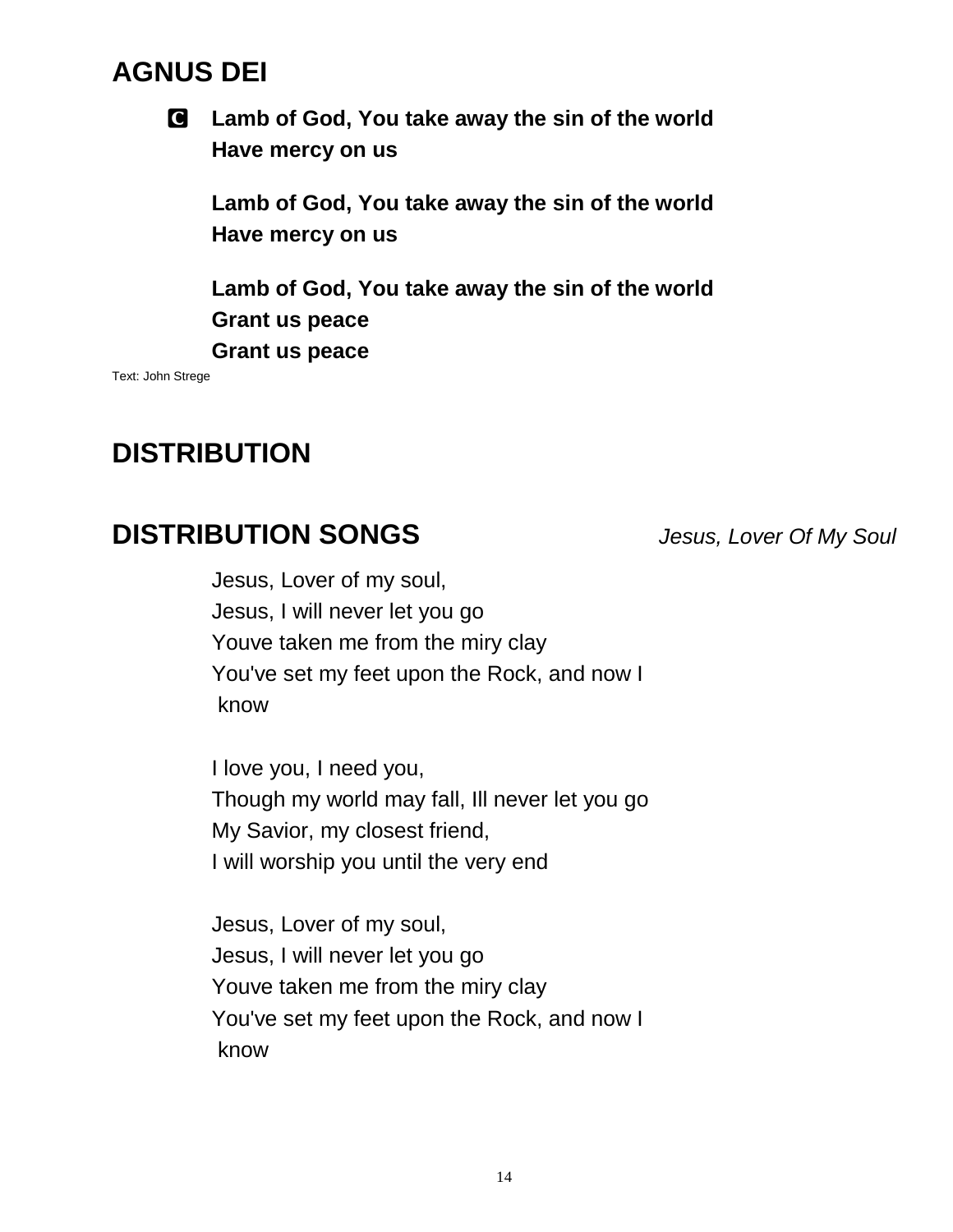## AGNUS DEI

**C** **Lamb of God, You take away the sin of the world**
**Have mercy on us**

**Lamb of God, You take away the sin of the world**
**Have mercy on us**

**Lamb of God, You take away the sin of the world**
**Grant us peace**
**Grant us peace**

Text: John Strege

## DISTRIBUTION

## DISTRIBUTION SONGS

*Jesus, Lover Of My Soul*

Jesus, Lover of my soul,
Jesus, I will never let you go
Youve taken me from the miry clay
You've set my feet upon the Rock, and now I
know

I love you, I need you,
Though my world may fall, Ill never let you go
My Savior, my closest friend,
I will worship you until the very end

Jesus, Lover of my soul,
Jesus, I will never let you go
Youve taken me from the miry clay
You've set my feet upon the Rock, and now I
know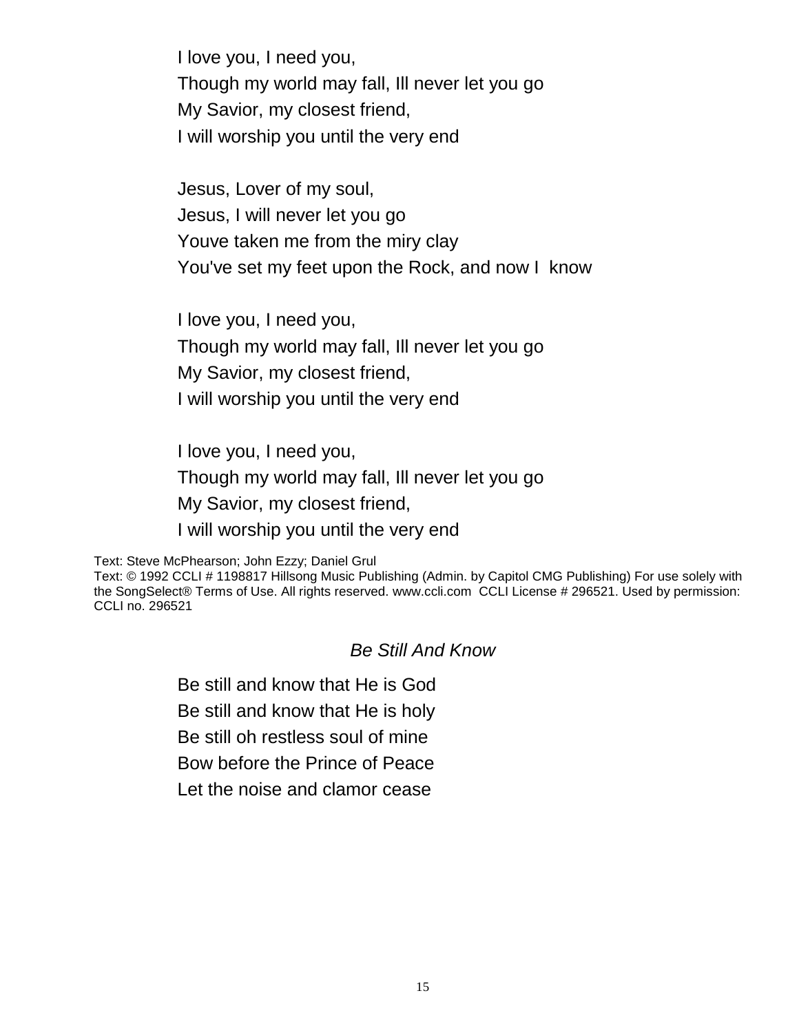I love you, I need you,
Though my world may fall, Ill never let you go
My Savior, my closest friend,
I will worship you until the very end

Jesus, Lover of my soul,
Jesus, I will never let you go
Youve taken me from the miry clay
You've set my feet upon the Rock, and now I know

I love you, I need you,
Though my world may fall, Ill never let you go
My Savior, my closest friend,
I will worship you until the very end

I love you, I need you,
Though my world may fall, Ill never let you go
My Savior, my closest friend,
I will worship you until the very end

Text: Steve McPhearson; John Ezzy; Daniel Grul
Text: © 1992 CCLI # 1198817 Hillsong Music Publishing (Admin. by Capitol CMG Publishing) For use solely with the SongSelect® Terms of Use. All rights reserved. www.ccli.com CCLI License # 296521. Used by permission: CCLI no. 296521

## *Be Still And Know*

Be still and know that He is God
Be still and know that He is holy
Be still oh restless soul of mine
Bow before the Prince of Peace
Let the noise and clamor cease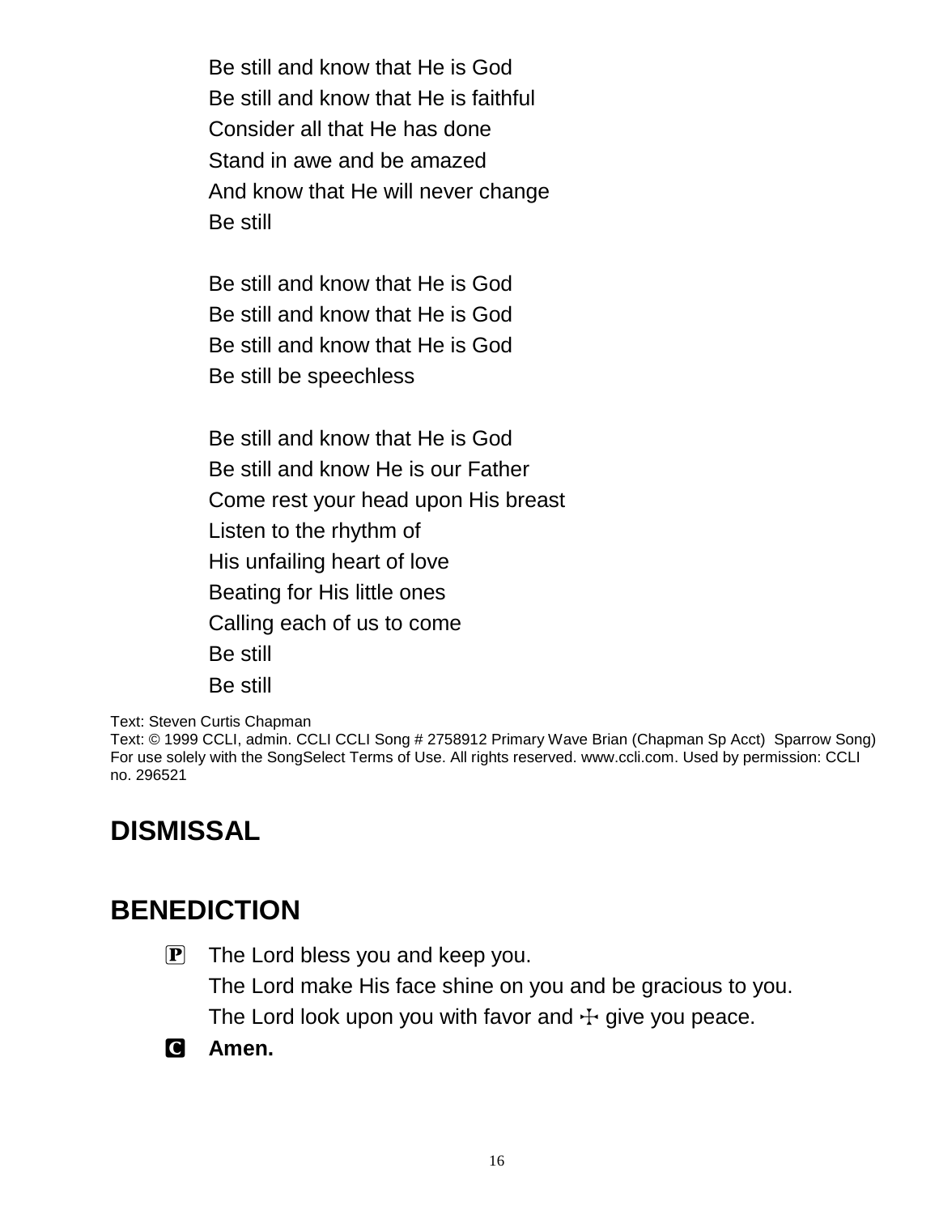Be still and know that He is God
Be still and know that He is faithful
Consider all that He has done
Stand in awe and be amazed
And know that He will never change
Be still

Be still and know that He is God
Be still and know that He is God
Be still and know that He is God
Be still be speechless

Be still and know that He is God
Be still and know He is our Father
Come rest your head upon His breast
Listen to the rhythm of
His unfailing heart of love
Beating for His little ones
Calling each of us to come
Be still
Be still

Text: Steven Curtis Chapman
Text: © 1999 CCLI, admin. CCLI CCLI Song # 2758912 Primary Wave Brian (Chapman Sp Acct) Sparrow Song) For use solely with the SongSelect Terms of Use. All rights reserved. www.ccli.com. Used by permission: CCLI no. 296521

## DISMISSAL

## BENEDICTION

P The Lord bless you and keep you.
The Lord make His face shine on you and be gracious to you.
The Lord look upon you with favor and ☩ give you peace.

**C Amen.**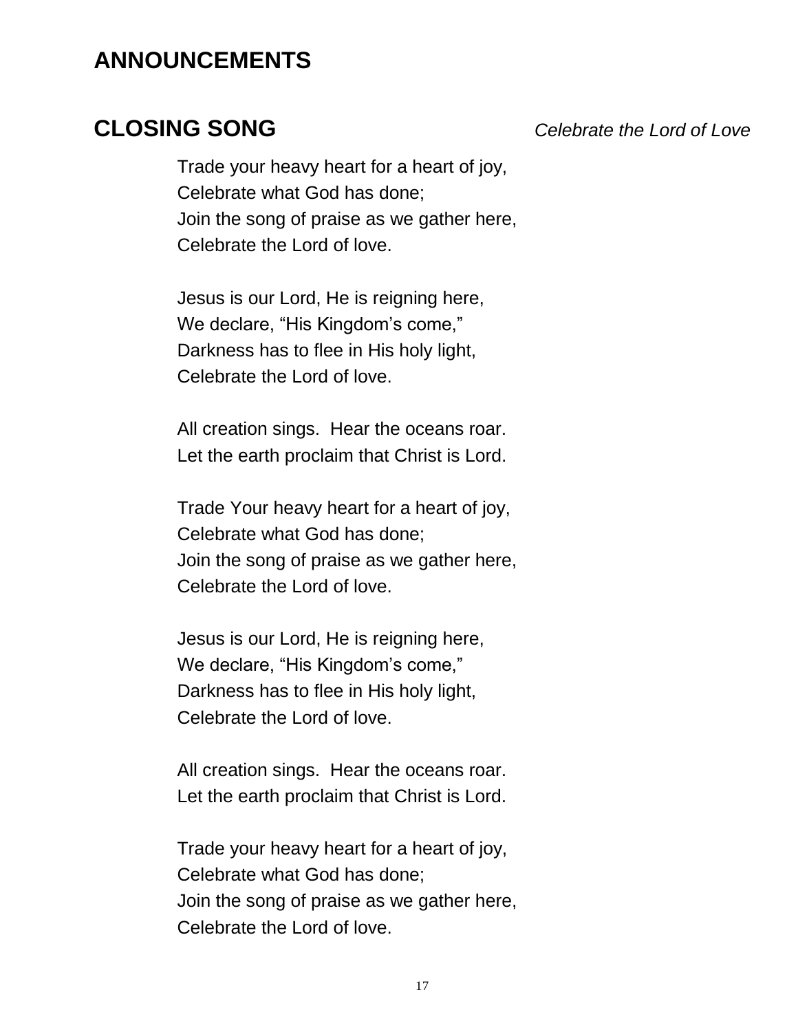## ANNOUNCEMENTS

## CLOSING SONG *Celebrate the Lord of Love*

Trade your heavy heart for a heart of joy,
Celebrate what God has done;
Join the song of praise as we gather here,
Celebrate the Lord of love.

Jesus is our Lord, He is reigning here,
We declare, “His Kingdom’s come,”
Darkness has to flee in His holy light,
Celebrate the Lord of love.

All creation sings. Hear the oceans roar.
Let the earth proclaim that Christ is Lord.

Trade Your heavy heart for a heart of joy,
Celebrate what God has done;
Join the song of praise as we gather here,
Celebrate the Lord of love.

Jesus is our Lord, He is reigning here,
We declare, “His Kingdom’s come,”
Darkness has to flee in His holy light,
Celebrate the Lord of love.

All creation sings. Hear the oceans roar.
Let the earth proclaim that Christ is Lord.

Trade your heavy heart for a heart of joy,
Celebrate what God has done;
Join the song of praise as we gather here,
Celebrate the Lord of love.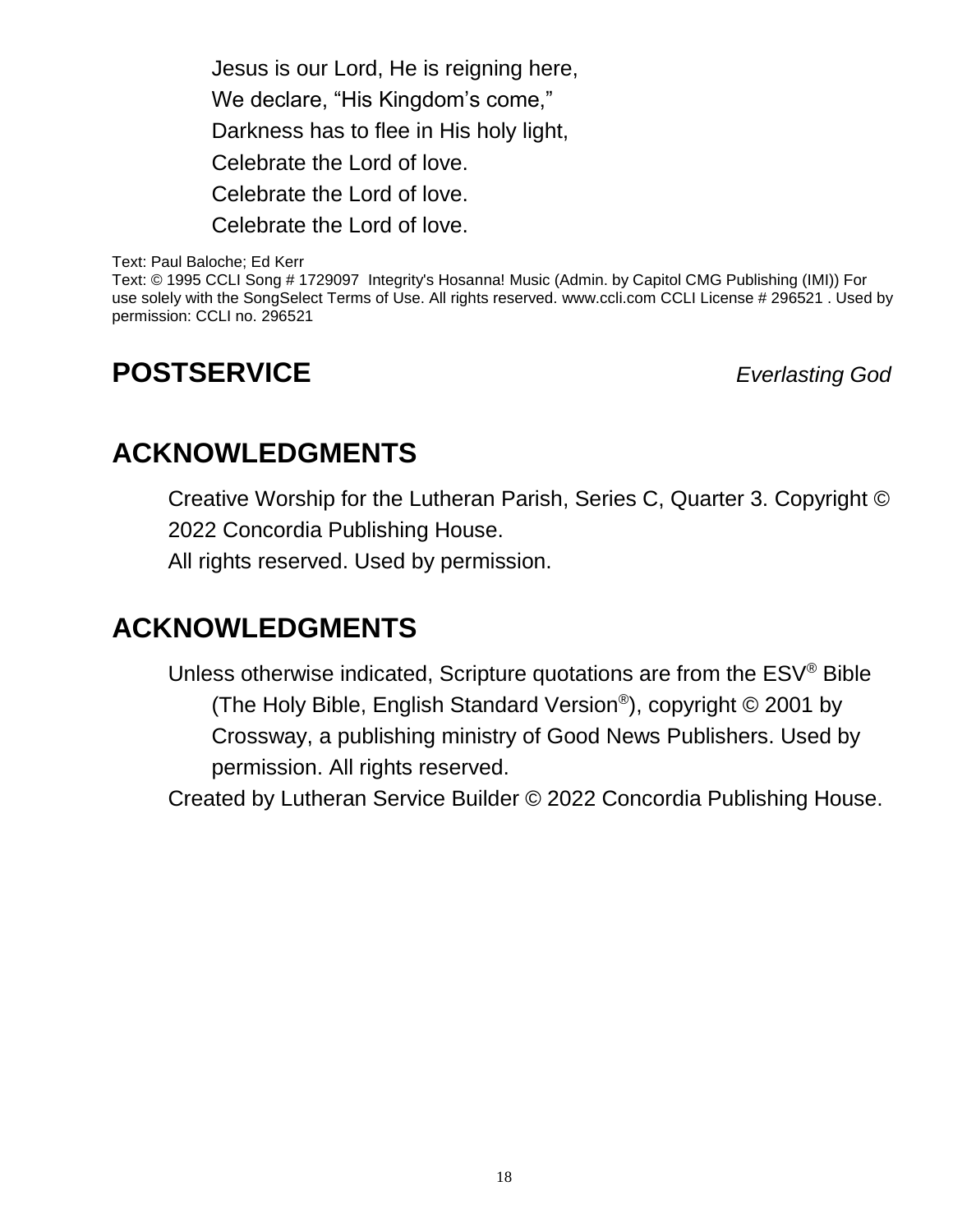Jesus is our Lord, He is reigning here,
We declare, “His Kingdom’s come,”
Darkness has to flee in His holy light,
Celebrate the Lord of love.
Celebrate the Lord of love.
Celebrate the Lord of love.

Text: Paul Baloche; Ed Kerr
Text: © 1995 CCLI Song # 1729097 Integrity's Hosanna! Music (Admin. by Capitol CMG Publishing (IMI)) For use solely with the SongSelect Terms of Use. All rights reserved. www.ccli.com CCLI License # 296521 . Used by permission: CCLI no. 296521

## POSTSERVICE *Everlasting God*

## ACKNOWLEDGMENTS

Creative Worship for the Lutheran Parish, Series C, Quarter 3. Copyright © 2022 Concordia Publishing House.
All rights reserved. Used by permission.

## ACKNOWLEDGMENTS

Unless otherwise indicated, Scripture quotations are from the ESV® Bible (The Holy Bible, English Standard Version®), copyright © 2001 by Crossway, a publishing ministry of Good News Publishers. Used by permission. All rights reserved.
Created by Lutheran Service Builder © 2022 Concordia Publishing House.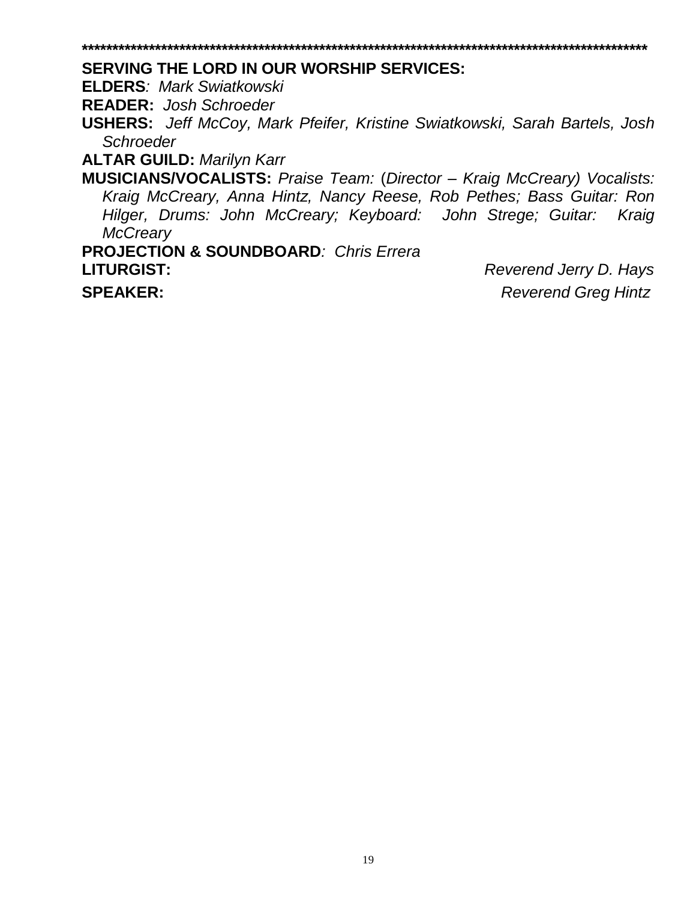****************************************************************************************************

**SERVING THE LORD IN OUR WORSHIP SERVICES:**

**ELDERS***: Mark Swiatkowski*

**READER:** *Josh Schroeder*

**USHERS:** *Jeff McCoy, Mark Pfeifer, Kristine Swiatkowski, Sarah Bartels, Josh Schroeder*

**ALTAR GUILD:** *Marilyn Karr*

**MUSICIANS/VOCALISTS:** *Praise Team:* (*Director – Kraig McCreary) Vocalists: Kraig McCreary, Anna Hintz, Nancy Reese, Rob Pethes; Bass Guitar: Ron Hilger, Drums: John McCreary; Keyboard: John Strege; Guitar: Kraig McCreary*

**PROJECTION & SOUNDBOARD***: Chris Errera*

**LITURGIST:** *Reverend Jerry D. Hays*

**SPEAKER:** *Reverend Greg Hintz*